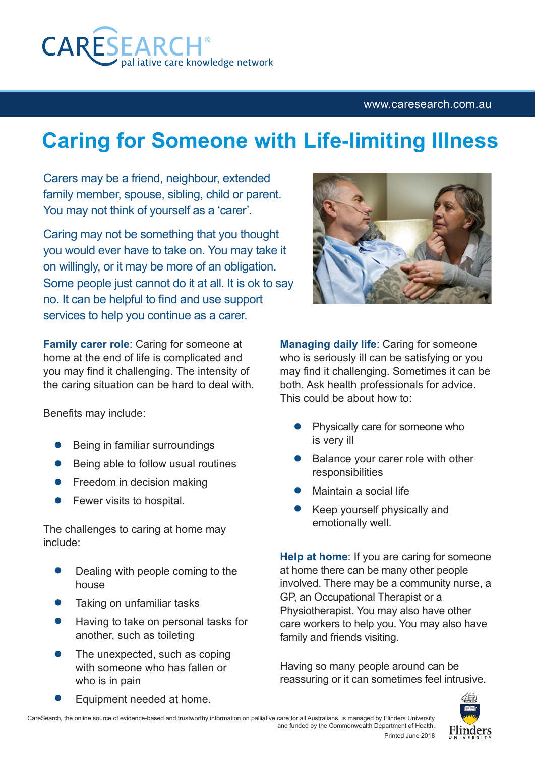CARESEARCH®
palliative care knowledge network

www.caresearch.com.au

# Caring for Someone with Life-limiting Illness

Carers may be a friend, neighbour, extended family member, spouse, sibling, child or parent. You may not think of yourself as a 'carer'.

Caring may not be something that you thought you would ever have to take on. You may take it on willingly, or it may be more of an obligation. Some people just cannot do it at all. It is ok to say no. It can be helpful to find and use support services to help you continue as a carer.

**Family carer role**: Caring for someone at home at the end of life is complicated and you may find it challenging. The intensity of the caring situation can be hard to deal with.

Benefits may include:

- Being in familiar surroundings
- Being able to follow usual routines
- Freedom in decision making
- Fewer visits to hospital.

The challenges to caring at home may include:

- Dealing with people coming to the house
- Taking on unfamiliar tasks
- Having to take on personal tasks for another, such as toileting
- The unexpected, such as coping with someone who has fallen or who is in pain
- Equipment needed at home.

**Managing daily life**: Caring for someone who is seriously ill can be satisfying or you may find it challenging. Sometimes it can be both. Ask health professionals for advice. This could be about how to:

- Physically care for someone who is very ill
- Balance your carer role with other responsibilities
- Maintain a social life
- Keep yourself physically and emotionally well.

**Help at home**: If you are caring for someone at home there can be many other people involved. There may be a community nurse, a GP, an Occupational Therapist or a Physiotherapist. You may also have other care workers to help you. You may also have family and friends visiting.

Having so many people around can be reassuring or it can sometimes feel intrusive.

CareSearch, the online source of evidence-based and trustworthy information on palliative care for all Australians, is managed by Flinders University and funded by the Commonwealth Department of Health.

Printed June 2018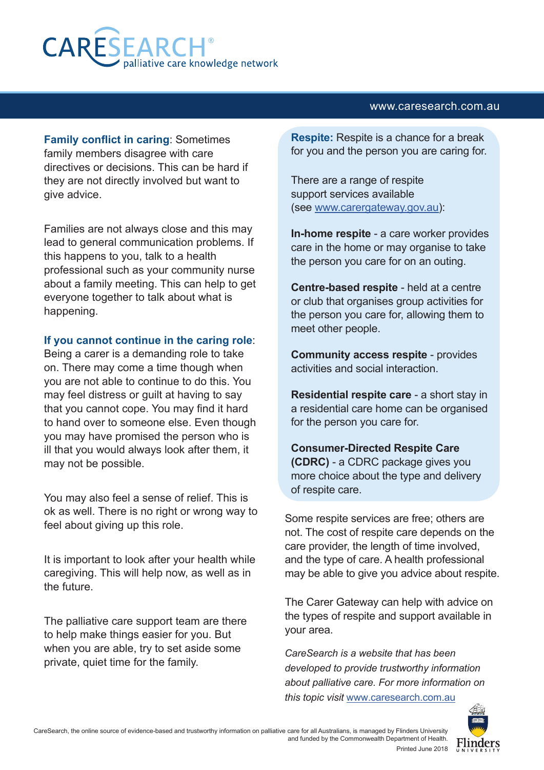**Family conflict in caring**: Sometimes family members disagree with care directives or decisions. This can be hard if they are not directly involved but want to give advice.

Families are not always close and this may lead to general communication problems. If this happens to you, talk to a health professional such as your community nurse about a family meeting. This can help to get everyone together to talk about what is happening.

**If you cannot continue in the caring role**: Being a carer is a demanding role to take on. There may come a time though when you are not able to continue to do this. You may feel distress or guilt at having to say that you cannot cope. You may find it hard to hand over to someone else. Even though you may have promised the person who is ill that you would always look after them, it may not be possible.

You may also feel a sense of relief. This is ok as well. There is no right or wrong way to feel about giving up this role.

It is important to look after your health while caregiving. This will help now, as well as in the future.

The palliative care support team are there to help make things easier for you. But when you are able, try to set aside some private, quiet time for the family.

**Respite:** Respite is a chance for a break for you and the person you are caring for.

There are a range of respite support services available (see www.carergateway.gov.au):

**In-home respite** - a care worker provides care in the home or may organise to take the person you care for on an outing.

**Centre-based respite** - held at a centre or club that organises group activities for the person you care for, allowing them to meet other people.

**Community access respite** - provides activities and social interaction.

**Residential respite care** - a short stay in a residential care home can be organised for the person you care for.

**Consumer-Directed Respite Care (CDRC)** - a CDRC package gives you more choice about the type and delivery of respite care.

Some respite services are free; others are not. The cost of respite care depends on the care provider, the length of time involved, and the type of care. A health professional may be able to give you advice about respite.

The Carer Gateway can help with advice on the types of respite and support available in your area.

*CareSearch is a website that has been developed to provide trustworthy information about palliative care. For more information on this topic visit* www.caresearch.com.au

CareSearch, the online source of evidence-based and trustworthy information on palliative care for all Australians, is managed by Flinders University and funded by the Commonwealth Department of Health.

Printed June 2018